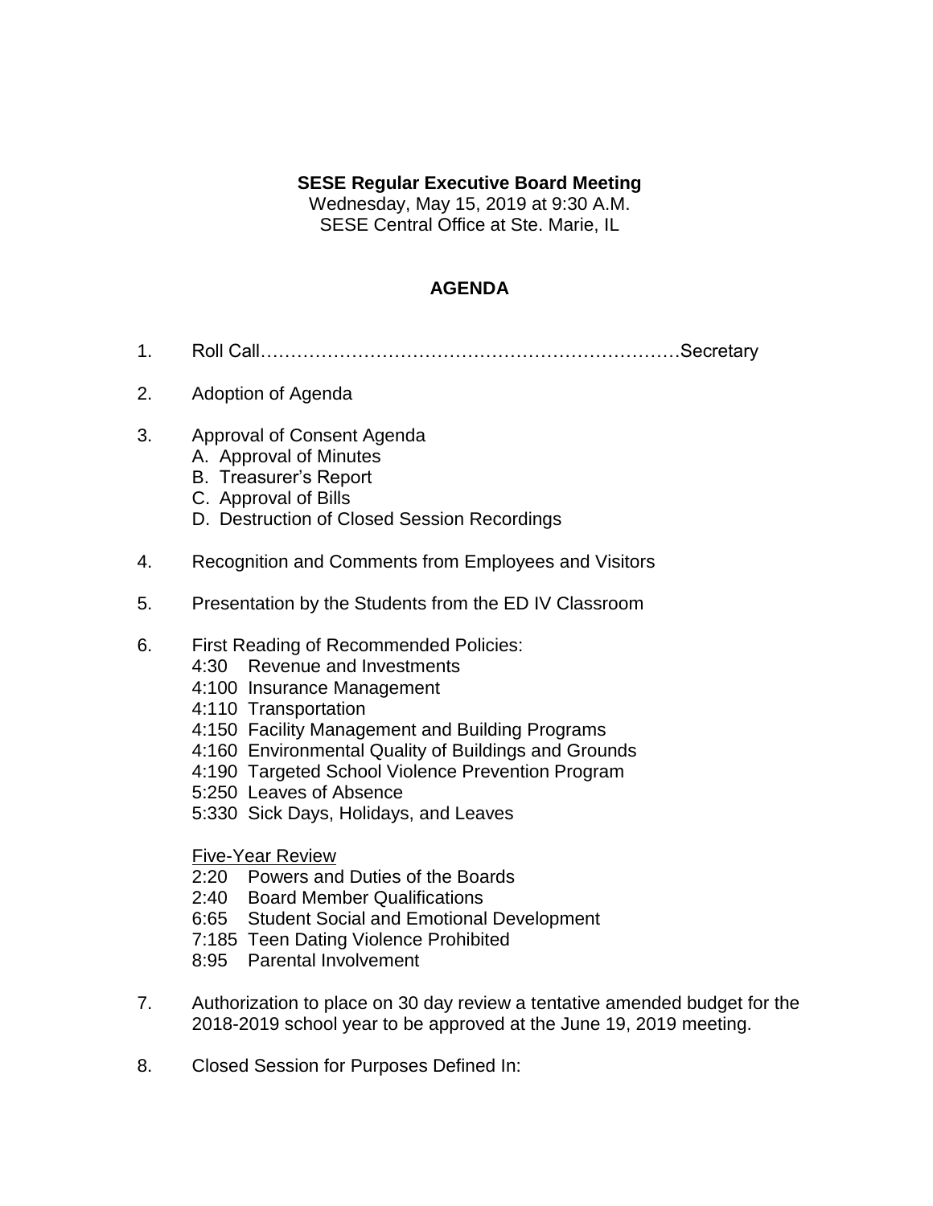**SESE Regular Executive Board Meeting**
Wednesday, May 15, 2019 at 9:30 A.M.
SESE Central Office at Ste. Marie, IL

## AGENDA

1. Roll Call……………………………………………………………Secretary

2. Adoption of Agenda

3. Approval of Consent Agenda
   A. Approval of Minutes
   B. Treasurer's Report
   C. Approval of Bills
   D. Destruction of Closed Session Recordings

4. Recognition and Comments from Employees and Visitors

5. Presentation by the Students from the ED IV Classroom

6. First Reading of Recommended Policies:
   - 4:30 Revenue and Investments
   - 4:100 Insurance Management
   - 4:110 Transportation
   - 4:150 Facility Management and Building Programs
   - 4:160 Environmental Quality of Buildings and Grounds
   - 4:190 Targeted School Violence Prevention Program
   - 5:250 Leaves of Absence
   - 5:330 Sick Days, Holidays, and Leaves

   <u>Five-Year Review</u>
   - 2:20 Powers and Duties of the Boards
   - 2:40 Board Member Qualifications
   - 6:65 Student Social and Emotional Development
   - 7:185 Teen Dating Violence Prohibited
   - 8:95 Parental Involvement

7. Authorization to place on 30 day review a tentative amended budget for the 2018-2019 school year to be approved at the June 19, 2019 meeting.

8. Closed Session for Purposes Defined In: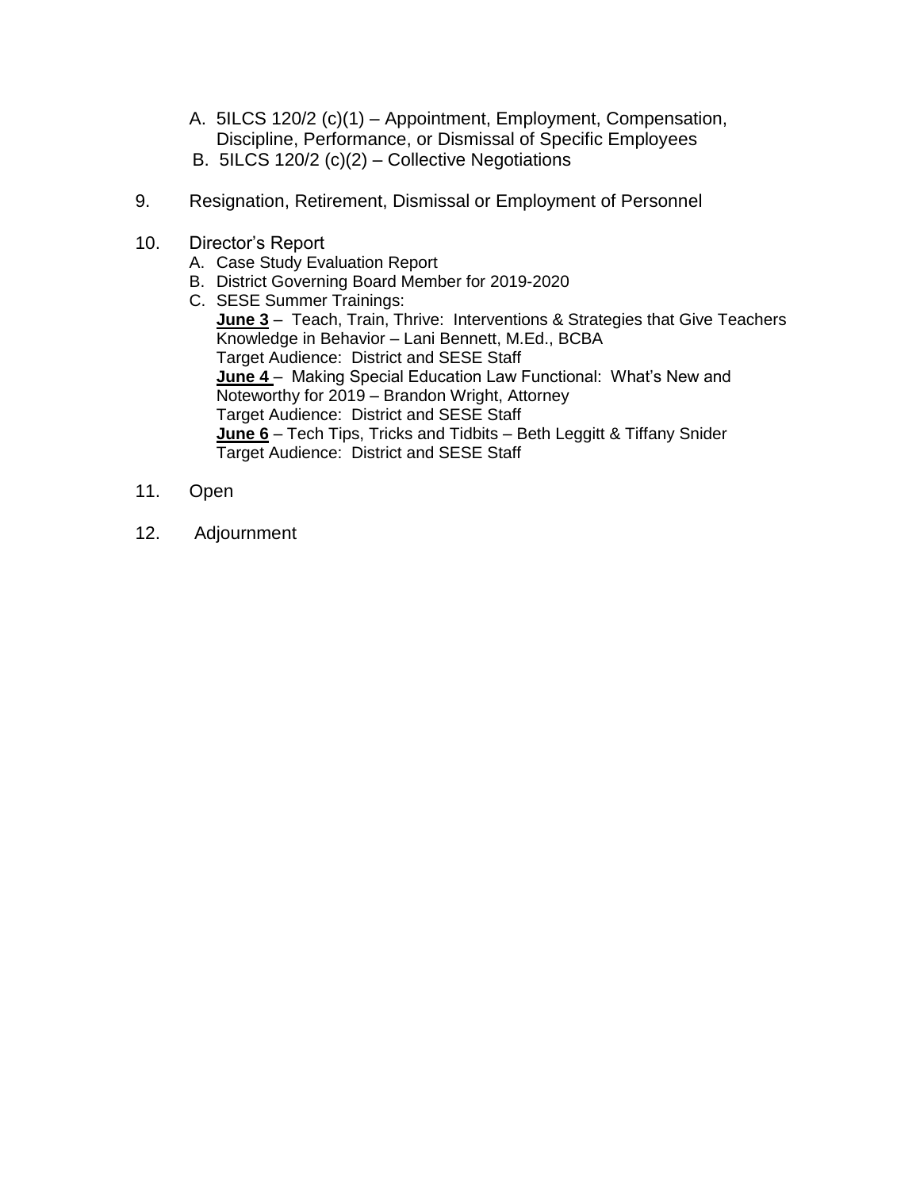A. 5ILCS 120/2 (c)(1) – Appointment, Employment, Compensation, Discipline, Performance, or Dismissal of Specific Employees
B. 5ILCS 120/2 (c)(2) – Collective Negotiations

9. Resignation, Retirement, Dismissal or Employment of Personnel

10. Director's Report
    A. Case Study Evaluation Report
    B. District Governing Board Member for 2019-2020
    C. SESE Summer Trainings:
       **June 3** – Teach, Train, Thrive: Interventions & Strategies that Give Teachers Knowledge in Behavior – Lani Bennett, M.Ed., BCBA
       Target Audience: District and SESE Staff
       **June 4** – Making Special Education Law Functional: What's New and Noteworthy for 2019 – Brandon Wright, Attorney
       Target Audience: District and SESE Staff
       **June 6** – Tech Tips, Tricks and Tidbits – Beth Leggitt & Tiffany Snider
       Target Audience: District and SESE Staff

11. Open

12. Adjournment